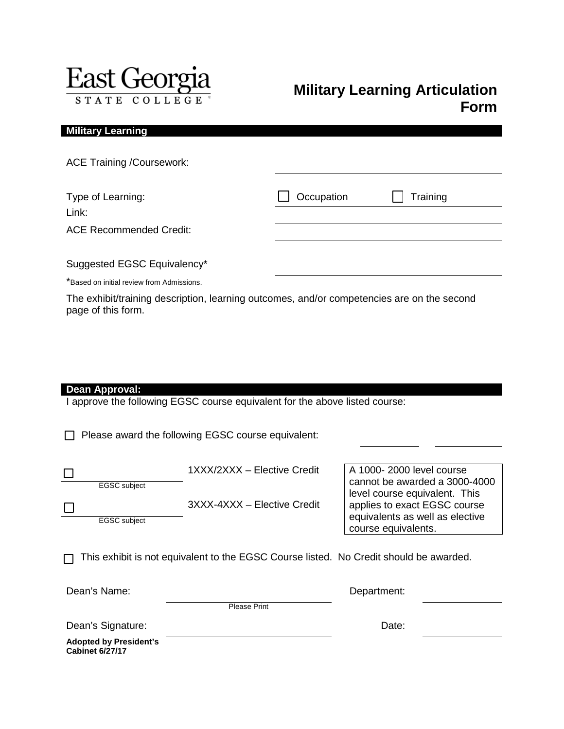East Georgia STATE COLLEGE

# Military Learning Articulation Form

## Military Learning

ACE Training /Coursework: ______________________

Type of Learning: ☐ Occupation ☐ Training

Link: ______________________

ACE Recommended Credit: ______________________

Suggested EGSC Equivalency* ______________________

*Based on initial review from Admissions.

The exhibit/training description, learning outcomes, and/or competencies are on the second page of this form.

## Dean Approval:

I approve the following EGSC course equivalent for the above listed course:

☐ Please award the following EGSC course equivalent: __________ __________

☐ ______________ 1XXX/2XXX – Elective Credit
EGSC subject

☐ ______________ 3XXX-4XXX – Elective Credit
EGSC subject

> A 1000- 2000 level course cannot be awarded a 3000-4000 level course equivalent. This applies to exact EGSC course equivalents as well as elective course equivalents.

☐ This exhibit is not equivalent to the EGSC Course listed. No Credit should be awarded.

Dean's Name: ______________________ Department: ______________
Please Print

Dean's Signature: ______________________ Date: ______________

**Adopted by President's Cabinet 6/27/17**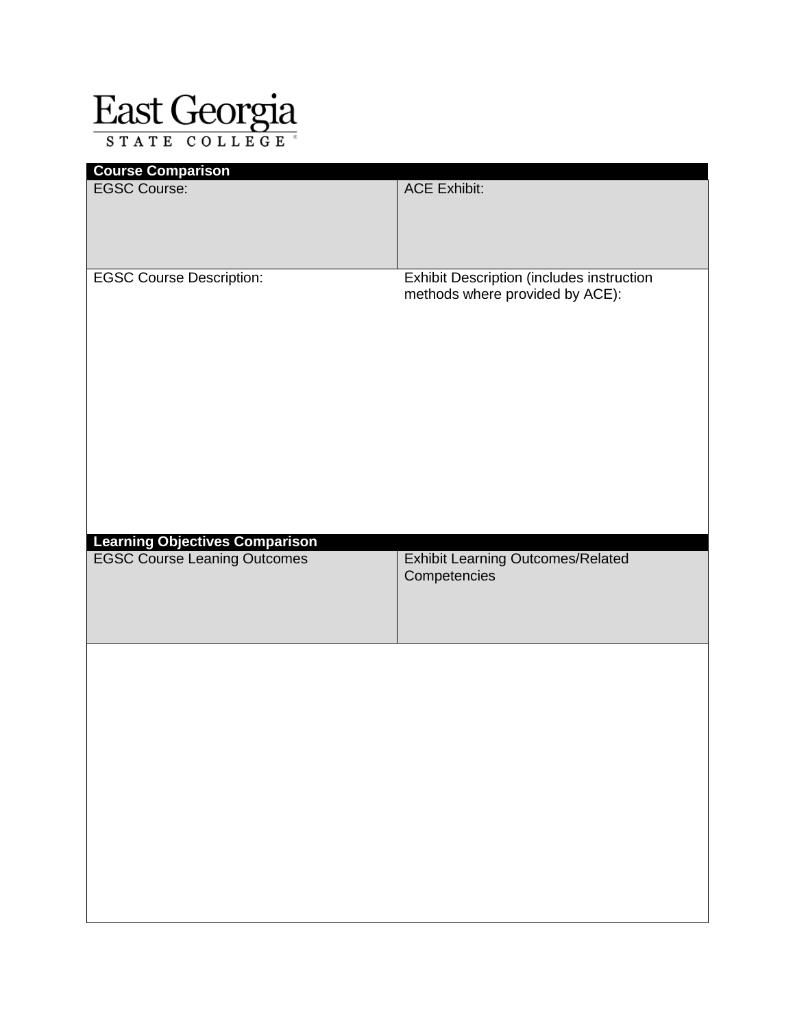East Georgia STATE COLLEGE

| Course Comparison | |
|---|---|
| EGSC Course: | ACE Exhibit: |
| EGSC Course Description: | Exhibit Description (includes instruction methods where provided by ACE): |

| Learning Objectives Comparison | |
|---|---|
| EGSC Course Leaning Outcomes | Exhibit Learning Outcomes/Related Competencies |
| | |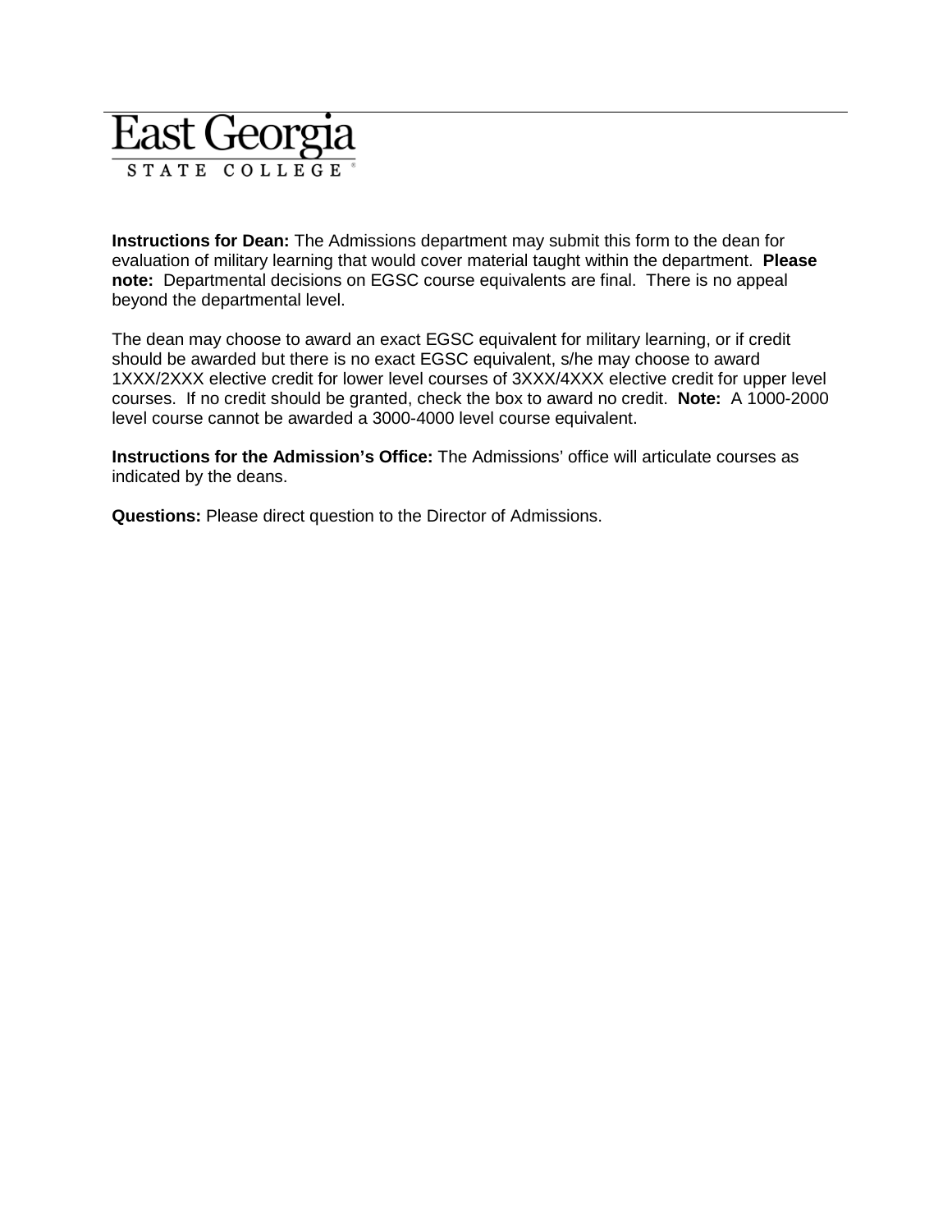East Georgia
STATE COLLEGE

**Instructions for Dean:** The Admissions department may submit this form to the dean for evaluation of military learning that would cover material taught within the department. **Please note:** Departmental decisions on EGSC course equivalents are final. There is no appeal beyond the departmental level.

The dean may choose to award an exact EGSC equivalent for military learning, or if credit should be awarded but there is no exact EGSC equivalent, s/he may choose to award 1XXX/2XXX elective credit for lower level courses of 3XXX/4XXX elective credit for upper level courses. If no credit should be granted, check the box to award no credit. **Note:** A 1000-2000 level course cannot be awarded a 3000-4000 level course equivalent.

**Instructions for the Admission's Office:** The Admissions' office will articulate courses as indicated by the deans.

**Questions:** Please direct question to the Director of Admissions.